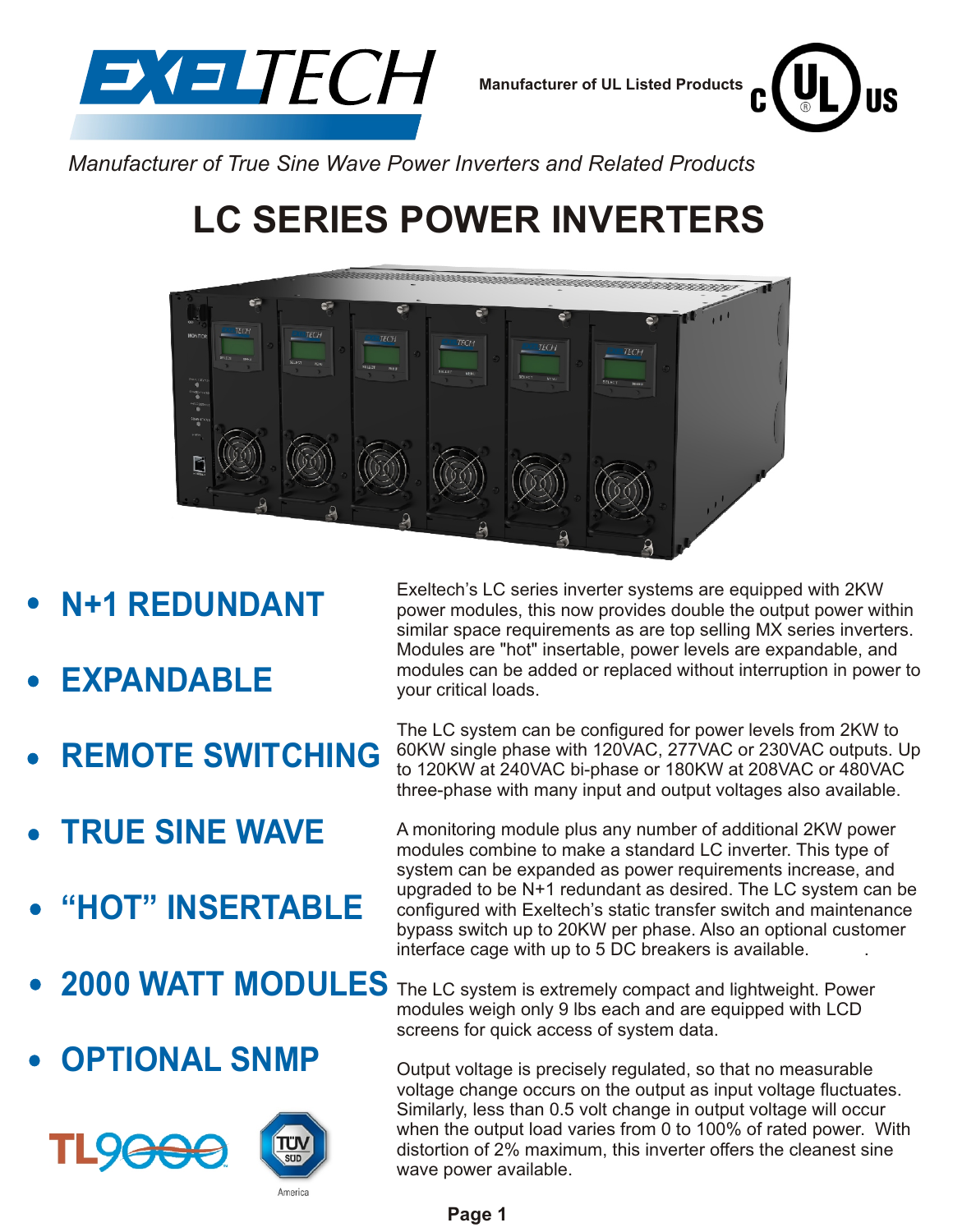EXELTECH

Manufacturer of UL Listed Products

*Manufacturer of True Sine Wave Power Inverters and Related Products*

# LC SERIES POWER INVERTERS

- **N+1 REDUNDANT**
- **EXPANDABLE**
- **REMOTE SWITCHING**
- **TRUE SINE WAVE**
- **"HOT" INSERTABLE**
- **2000 WATT MODULES**
- **OPTIONAL SNMP**

Exeltech's LC series inverter systems are equipped with 2KW power modules, this now provides double the output power within similar space requirements as are top selling MX series inverters. Modules are "hot" insertable, power levels are expandable, and modules can be added or replaced without interruption in power to your critical loads.

The LC system can be configured for power levels from 2KW to 60KW single phase with 120VAC, 277VAC or 230VAC outputs. Up to 120KW at 240VAC bi-phase or 180KW at 208VAC or 480VAC three-phase with many input and output voltages also available.

A monitoring module plus any number of additional 2KW power modules combine to make a standard LC inverter. This type of system can be expanded as power requirements increase, and upgraded to be N+1 redundant as desired. The LC system can be configured with Exeltech's static transfer switch and maintenance bypass switch up to 20KW per phase. Also an optional customer interface cage with up to 5 DC breakers is available.

The LC system is extremely compact and lightweight. Power modules weigh only 9 lbs each and are equipped with LCD screens for quick access of system data.

Output voltage is precisely regulated, so that no measurable voltage change occurs on the output as input voltage fluctuates. Similarly, less than 0.5 volt change in output voltage will occur when the output load varies from 0 to 100% of rated power. With distortion of 2% maximum, this inverter offers the cleanest sine wave power available.

TL9000 TÜV SÜD America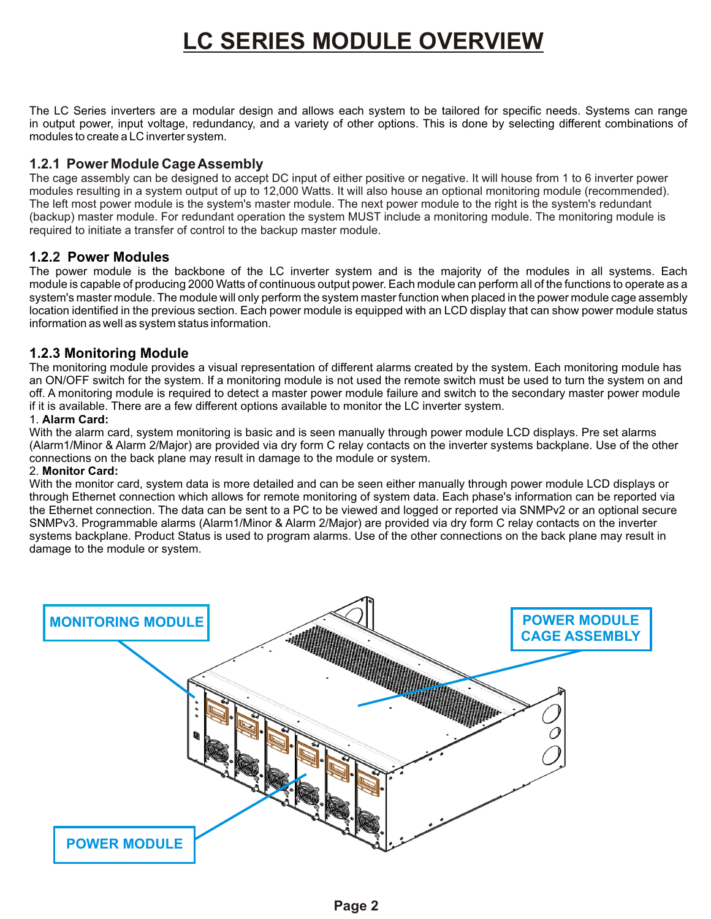# LC SERIES MODULE OVERVIEW

The LC Series inverters are a modular design and allows each system to be tailored for specific needs. Systems can range in output power, input voltage, redundancy, and a variety of other options. This is done by selecting different combinations of modules to create a LC inverter system.

### 1.2.1 Power Module Cage Assembly

The cage assembly can be designed to accept DC input of either positive or negative. It will house from 1 to 6 inverter power modules resulting in a system output of up to 12,000 Watts. It will also house an optional monitoring module (recommended). The left most power module is the system's master module. The next power module to the right is the system's redundant (backup) master module. For redundant operation the system MUST include a monitoring module. The monitoring module is required to initiate a transfer of control to the backup master module.

### 1.2.2 Power Modules

The power module is the backbone of the LC inverter system and is the majority of the modules in all systems. Each module is capable of producing 2000 Watts of continuous output power. Each module can perform all of the functions to operate as a system's master module. The module will only perform the system master function when placed in the power module cage assembly location identified in the previous section. Each power module is equipped with an LCD display that can show power module status information as well as system status information.

### 1.2.3 Monitoring Module

The monitoring module provides a visual representation of different alarms created by the system. Each monitoring module has an ON/OFF switch for the system. If a monitoring module is not used the remote switch must be used to turn the system on and off. A monitoring module is required to detect a master power module failure and switch to the secondary master power module if it is available. There are a few different options available to monitor the LC inverter system.

1. **Alarm Card:**

With the alarm card, system monitoring is basic and is seen manually through power module LCD displays. Pre set alarms (Alarm1/Minor & Alarm 2/Major) are provided via dry form C relay contacts on the inverter systems backplane. Use of the other connections on the back plane may result in damage to the module or system.

2. **Monitor Card:**

With the monitor card, system data is more detailed and can be seen either manually through power module LCD displays or through Ethernet connection which allows for remote monitoring of system data. Each phase's information can be reported via the Ethernet connection. The data can be sent to a PC to be viewed and logged or reported via SNMPv2 or an optional secure SNMPv3. Programmable alarms (Alarm1/Minor & Alarm 2/Major) are provided via dry form C relay contacts on the inverter systems backplane. Product Status is used to program alarms. Use of the other connections on the back plane may result in damage to the module or system.

MONITORING MODULE

POWER MODULE CAGE ASSEMBLY

POWER MODULE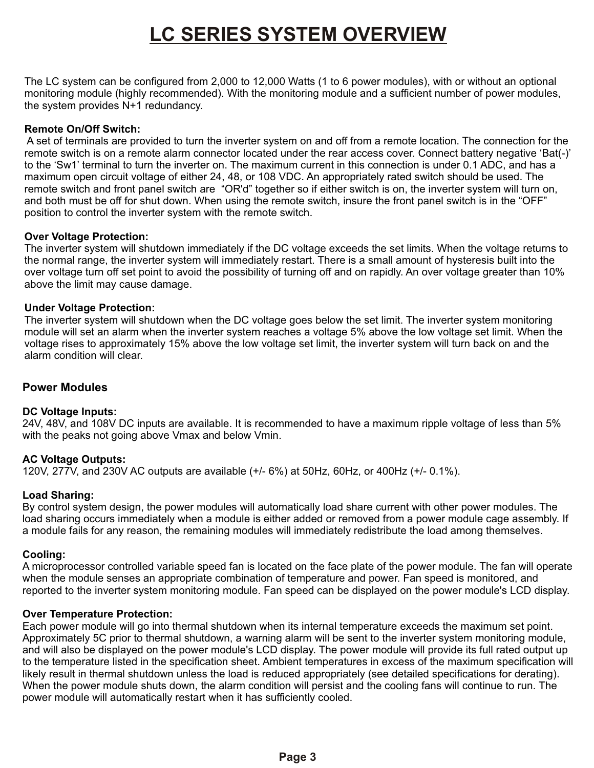# LC SERIES SYSTEM OVERVIEW

The LC system can be configured from 2,000 to 12,000 Watts (1 to 6 power modules), with or without an optional monitoring module (highly recommended). With the monitoring module and a sufficient number of power modules, the system provides N+1 redundancy.

**Remote On/Off Switch:**
A set of terminals are provided to turn the inverter system on and off from a remote location. The connection for the remote switch is on a remote alarm connector located under the rear access cover. Connect battery negative 'Bat(-)' to the 'Sw1' terminal to turn the inverter on. The maximum current in this connection is under 0.1 ADC, and has a maximum open circuit voltage of either 24, 48, or 108 VDC. An appropriately rated switch should be used. The remote switch and front panel switch are "OR'd" together so if either switch is on, the inverter system will turn on, and both must be off for shut down. When using the remote switch, insure the front panel switch is in the "OFF" position to control the inverter system with the remote switch.

**Over Voltage Protection:**
The inverter system will shutdown immediately if the DC voltage exceeds the set limits. When the voltage returns to the normal range, the inverter system will immediately restart. There is a small amount of hysteresis built into the over voltage turn off set point to avoid the possibility of turning off and on rapidly. An over voltage greater than 10% above the limit may cause damage.

**Under Voltage Protection:**
The inverter system will shutdown when the DC voltage goes below the set limit. The inverter system monitoring module will set an alarm when the inverter system reaches a voltage 5% above the low voltage set limit. When the voltage rises to approximately 15% above the low voltage set limit, the inverter system will turn back on and the alarm condition will clear.

## Power Modules

**DC Voltage Inputs:**
24V, 48V, and 108V DC inputs are available. It is recommended to have a maximum ripple voltage of less than 5% with the peaks not going above Vmax and below Vmin.

**AC Voltage Outputs:**
120V, 277V, and 230V AC outputs are available (+/- 6%) at 50Hz, 60Hz, or 400Hz (+/- 0.1%).

**Load Sharing:**
By control system design, the power modules will automatically load share current with other power modules. The load sharing occurs immediately when a module is either added or removed from a power module cage assembly. If a module fails for any reason, the remaining modules will immediately redistribute the load among themselves.

**Cooling:**
A microprocessor controlled variable speed fan is located on the face plate of the power module. The fan will operate when the module senses an appropriate combination of temperature and power. Fan speed is monitored, and reported to the inverter system monitoring module. Fan speed can be displayed on the power module's LCD display.

**Over Temperature Protection:**
Each power module will go into thermal shutdown when its internal temperature exceeds the maximum set point. Approximately 5C prior to thermal shutdown, a warning alarm will be sent to the inverter system monitoring module, and will also be displayed on the power module's LCD display. The power module will provide its full rated output up to the temperature listed in the specification sheet. Ambient temperatures in excess of the maximum specification will likely result in thermal shutdown unless the load is reduced appropriately (see detailed specifications for derating). When the power module shuts down, the alarm condition will persist and the cooling fans will continue to run. The power module will automatically restart when it has sufficiently cooled.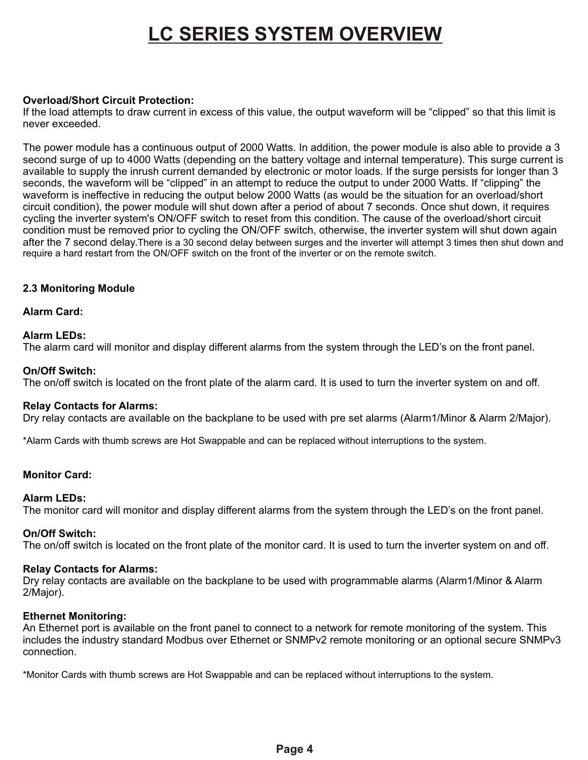# LC SERIES SYSTEM OVERVIEW

**Overload/Short Circuit Protection:**
If the load attempts to draw current in excess of this value, the output waveform will be “clipped” so that this limit is never exceeded.

The power module has a continuous output of 2000 Watts. In addition, the power module is also able to provide a 3 second surge of up to 4000 Watts (depending on the battery voltage and internal temperature). This surge current is available to supply the inrush current demanded by electronic or motor loads. If the surge persists for longer than 3 seconds, the waveform will be “clipped” in an attempt to reduce the output to under 2000 Watts. If “clipping” the waveform is ineffective in reducing the output below 2000 Watts (as would be the situation for an overload/short circuit condition), the power module will shut down after a period of about 7 seconds. Once shut down, it requires cycling the inverter system's ON/OFF switch to reset from this condition. The cause of the overload/short circuit condition must be removed prior to cycling the ON/OFF switch, otherwise, the inverter system will shut down again after the 7 second delay. There is a 30 second delay between surges and the inverter will attempt 3 times then shut down and require a hard restart from the ON/OFF switch on the front of the inverter or on the remote switch.

## 2.3 Monitoring Module

**Alarm Card:**

**Alarm LEDs:**
The alarm card will monitor and display different alarms from the system through the LED’s on the front panel.

**On/Off Switch:**
The on/off switch is located on the front plate of the alarm card. It is used to turn the inverter system on and off.

**Relay Contacts for Alarms:**
Dry relay contacts are available on the backplane to be used with pre set alarms (Alarm1/Minor & Alarm 2/Major).

*Alarm Cards with thumb screws are Hot Swappable and can be replaced without interruptions to the system.

**Monitor Card:**

**Alarm LEDs:**
The monitor card will monitor and display different alarms from the system through the LED’s on the front panel.

**On/Off Switch:**
The on/off switch is located on the front plate of the monitor card. It is used to turn the inverter system on and off.

**Relay Contacts for Alarms:**
Dry relay contacts are available on the backplane to be used with programmable alarms (Alarm1/Minor & Alarm 2/Major).

**Ethernet Monitoring:**
An Ethernet port is available on the front panel to connect to a network for remote monitoring of the system. This includes the industry standard Modbus over Ethernet or SNMPv2 remote monitoring or an optional secure SNMPv3 connection.

*Monitor Cards with thumb screws are Hot Swappable and can be replaced without interruptions to the system.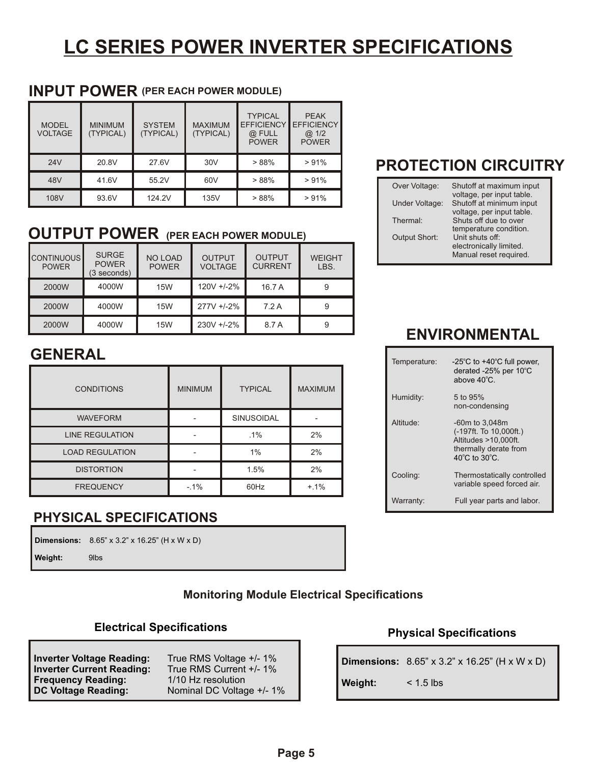# LC SERIES POWER INVERTER SPECIFICATIONS

## INPUT POWER (PER EACH POWER MODULE)

| MODEL VOLTAGE | MINIMUM (TYPICAL) | SYSTEM (TYPICAL) | MAXIMUM (TYPICAL) | TYPICAL EFFICIENCY @ FULL POWER | PEAK EFFICIENCY @ 1/2 POWER |
|---|---|---|---|---|---|
| 24V | 20.8V | 27.6V | 30V | > 88% | > 91% |
| 48V | 41.6V | 55.2V | 60V | > 88% | > 91% |
| 108V | 93.6V | 124.2V | 135V | > 88% | > 91% |

## OUTPUT POWER (PER EACH POWER MODULE)

| CONTINUOUS POWER | SURGE POWER (3 seconds) | NO LOAD POWER | OUTPUT VOLTAGE | OUTPUT CURRENT | WEIGHT LBS. |
|---|---|---|---|---|---|
| 2000W | 4000W | 15W | 120V +/-2% | 16.7 A | 9 |
| 2000W | 4000W | 15W | 277V +/-2% | 7.2 A | 9 |
| 2000W | 4000W | 15W | 230V +/-2% | 8.7 A | 9 |

## GENERAL

| CONDITIONS | MINIMUM | TYPICAL | MAXIMUM |
|---|---|---|---|
| WAVEFORM | - | SINUSOIDAL | - |
| LINE REGULATION | - | .1% | 2% |
| LOAD REGULATION | - | 1% | 2% |
| DISTORTION | - | 1.5% | 2% |
| FREQUENCY | -.1% | 60Hz | +.1% |

## PHYSICAL SPECIFICATIONS

**Dimensions:** 8.65” x 3.2” x 16.25” (H x W x D)

**Weight:** 9lbs

## PROTECTION CIRCUITRY

| | |
|---|---|
| Over Voltage: | Shutoff at maximum input voltage, per input table. |
| Under Voltage: | Shutoff at minimum input voltage, per input table. |
| Thermal: | Shuts off due to over temperature condition. |
| Output Short: | Unit shuts off: electronically limited. Manual reset required. |

## ENVIRONMENTAL

| | |
|---|---|
| Temperature: | -25˚C to +40˚C full power, derated -25% per 10˚C above 40˚C. |
| Humidity: | 5 to 95% non-condensing |
| Altitude: | -60m to 3,048m (-197ft. To 10,000ft.) Altitudes >10,000ft. thermally derate from 40˚C to 30˚C. |
| Cooling: | Thermostatically controlled variable speed forced air. |
| Warranty: | Full year parts and labor. |

### Monitoring Module Electrical Specifications

#### Electrical Specifications

| | |
|---|---|
| **Inverter Voltage Reading:** | True RMS Voltage +/- 1% |
| **Inverter Current Reading:** | True RMS Current +/- 1% |
| **Frequency Reading:** | 1/10 Hz resolution |
| **DC Voltage Reading:** | Nominal DC Voltage +/- 1% |

#### Physical Specifications

**Dimensions:** 8.65” x 3.2” x 16.25” (H x W x D)

**Weight:** < 1.5 lbs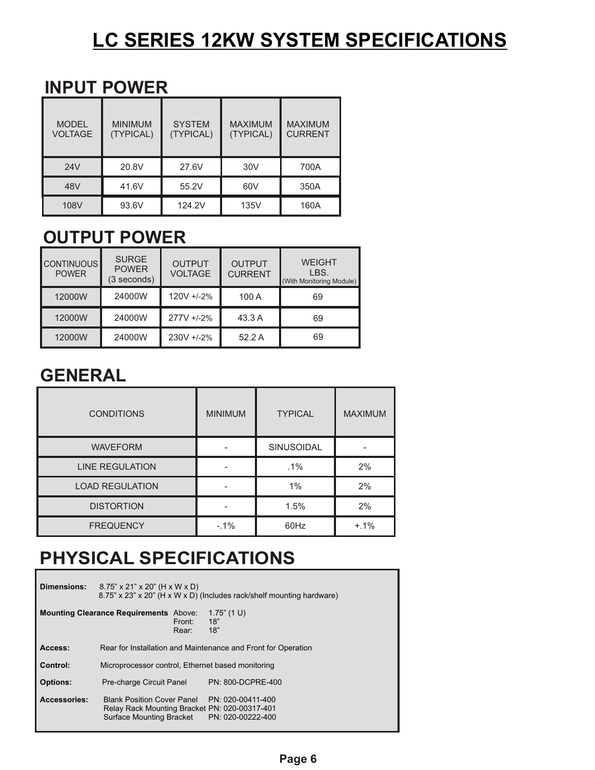# LC SERIES 12KW SYSTEM SPECIFICATIONS

## INPUT POWER

| MODEL VOLTAGE | MINIMUM (TYPICAL) | SYSTEM (TYPICAL) | MAXIMUM (TYPICAL) | MAXIMUM CURRENT |
|---|---|---|---|---|
| 24V | 20.8V | 27.6V | 30V | 700A |
| 48V | 41.6V | 55.2V | 60V | 350A |
| 108V | 93.6V | 124.2V | 135V | 160A |

## OUTPUT POWER

| CONTINUOUS POWER | SURGE POWER (3 seconds) | OUTPUT VOLTAGE | OUTPUT CURRENT | WEIGHT LBS. (With Monitoring Module) |
|---|---|---|---|---|
| 12000W | 24000W | 120V +/-2% | 100 A | 69 |
| 12000W | 24000W | 277V +/-2% | 43.3 A | 69 |
| 12000W | 24000W | 230V +/-2% | 52.2 A | 69 |

## GENERAL

| CONDITIONS | MINIMUM | TYPICAL | MAXIMUM |
|---|---|---|---|
| WAVEFORM | - | SINUSOIDAL | - |
| LINE REGULATION | - | .1% | 2% |
| LOAD REGULATION | - | 1% | 2% |
| DISTORTION | - | 1.5% | 2% |
| FREQUENCY | -.1% | 60Hz | +.1% |

## PHYSICAL SPECIFICATIONS

**Dimensions:** 8.75” x 21” x 20” (H x W x D)
8.75” x 23” x 20” (H x W x D) (Includes rack/shelf mounting hardware)

**Mounting Clearance Requirements** Above: 1.75” (1 U)
Front: 18”
Rear: 18”

**Access:** Rear for Installation and Maintenance and Front for Operation

**Control:** Microprocessor control, Ethernet based monitoring

**Options:** Pre-charge Circuit Panel PN: 800-DCPRE-400

**Accessories:** Blank Position Cover Panel PN: 020-00411-400
Relay Rack Mounting Bracket PN: 020-00317-401
Surface Mounting Bracket PN: 020-00222-400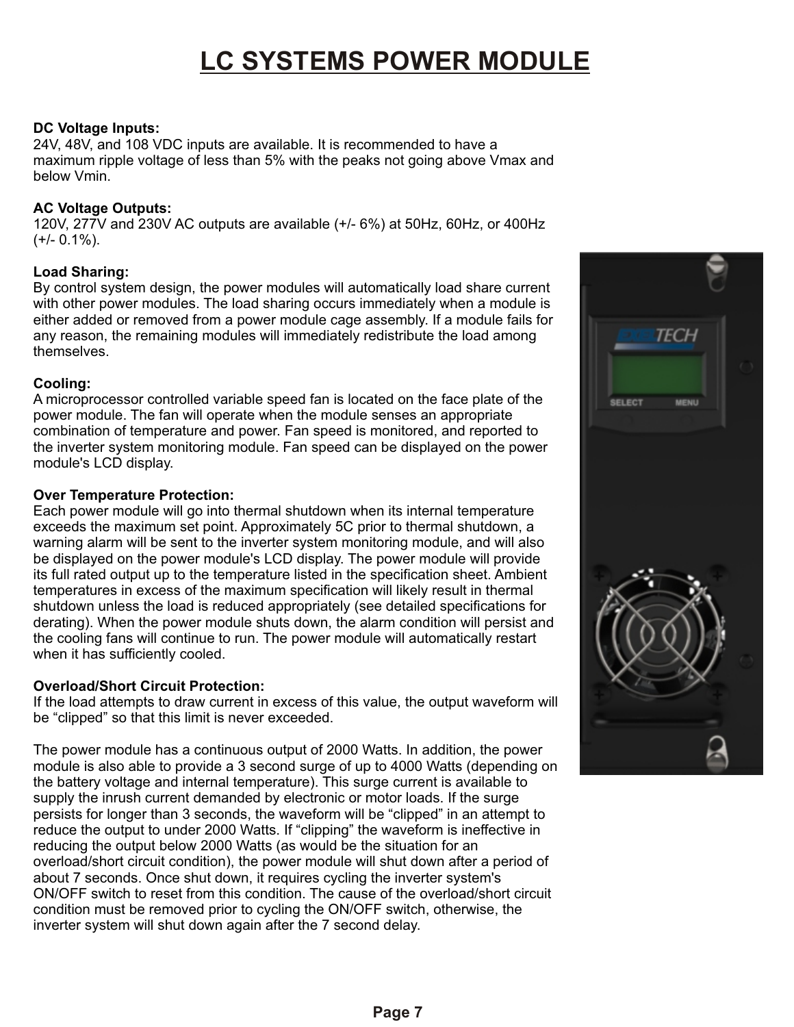# LC SYSTEMS POWER MODULE

**DC Voltage Inputs:**
24V, 48V, and 108 VDC inputs are available. It is recommended to have a maximum ripple voltage of less than 5% with the peaks not going above Vmax and below Vmin.

**AC Voltage Outputs:**
120V, 277V and 230V AC outputs are available (+/- 6%) at 50Hz, 60Hz, or 400Hz (+/- 0.1%).

**Load Sharing:**
By control system design, the power modules will automatically load share current with other power modules. The load sharing occurs immediately when a module is either added or removed from a power module cage assembly. If a module fails for any reason, the remaining modules will immediately redistribute the load among themselves.

**Cooling:**
A microprocessor controlled variable speed fan is located on the face plate of the power module. The fan will operate when the module senses an appropriate combination of temperature and power. Fan speed is monitored, and reported to the inverter system monitoring module. Fan speed can be displayed on the power module's LCD display.

**Over Temperature Protection:**
Each power module will go into thermal shutdown when its internal temperature exceeds the maximum set point. Approximately 5C prior to thermal shutdown, a warning alarm will be sent to the inverter system monitoring module, and will also be displayed on the power module's LCD display. The power module will provide its full rated output up to the temperature listed in the specification sheet. Ambient temperatures in excess of the maximum specification will likely result in thermal shutdown unless the load is reduced appropriately (see detailed specifications for derating). When the power module shuts down, the alarm condition will persist and the cooling fans will continue to run. The power module will automatically restart when it has sufficiently cooled.

**Overload/Short Circuit Protection:**
If the load attempts to draw current in excess of this value, the output waveform will be "clipped" so that this limit is never exceeded.

The power module has a continuous output of 2000 Watts. In addition, the power module is also able to provide a 3 second surge of up to 4000 Watts (depending on the battery voltage and internal temperature). This surge current is available to supply the inrush current demanded by electronic or motor loads. If the surge persists for longer than 3 seconds, the waveform will be "clipped" in an attempt to reduce the output to under 2000 Watts. If "clipping" the waveform is ineffective in reducing the output below 2000 Watts (as would be the situation for an overload/short circuit condition), the power module will shut down after a period of about 7 seconds. Once shut down, it requires cycling the inverter system's ON/OFF switch to reset from this condition. The cause of the overload/short circuit condition must be removed prior to cycling the ON/OFF switch, otherwise, the inverter system will shut down again after the 7 second delay.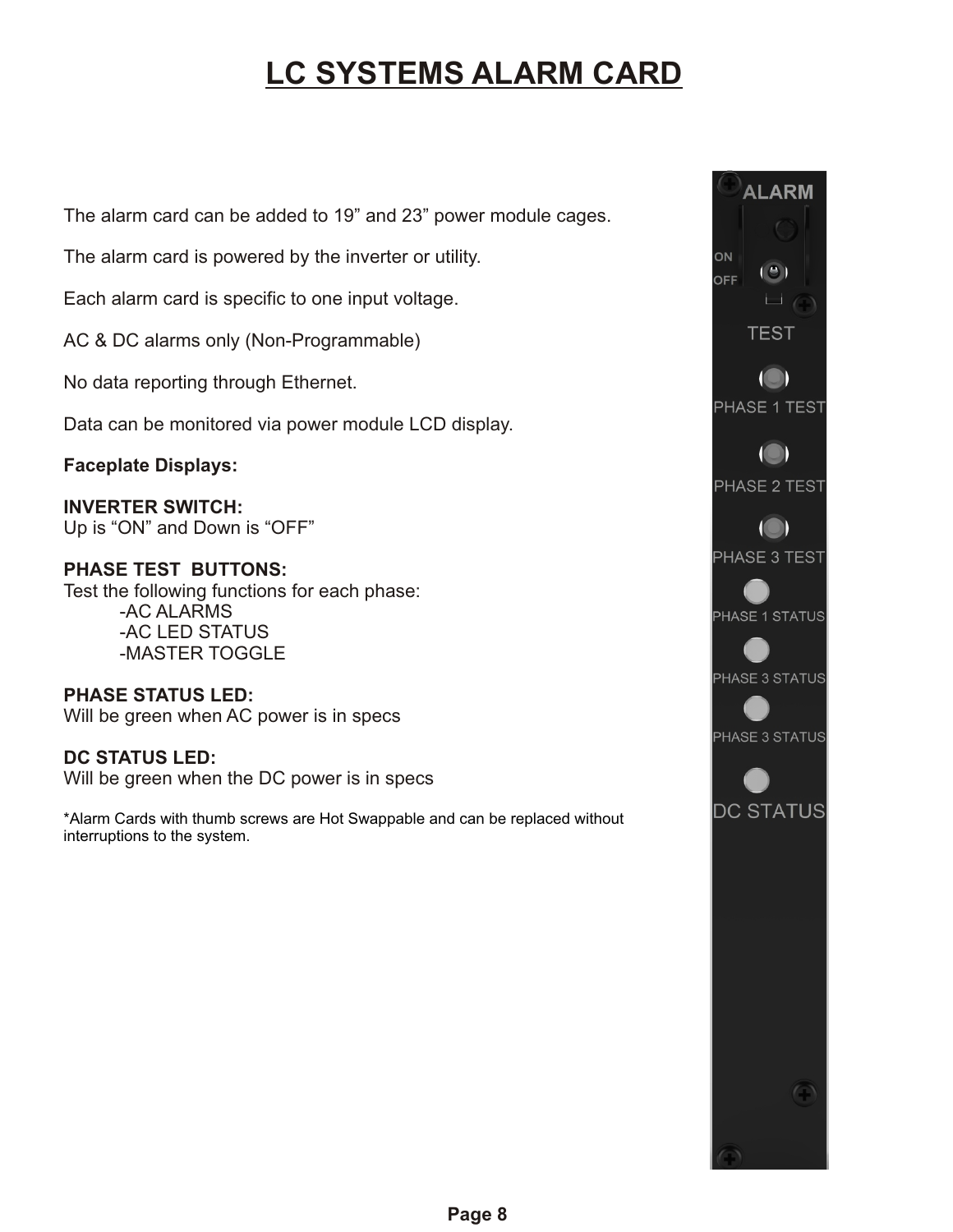# LC SYSTEMS ALARM CARD

The alarm card can be added to 19” and 23” power module cages.

The alarm card is powered by the inverter or utility.

Each alarm card is specific to one input voltage.

AC & DC alarms only (Non-Programmable)

No data reporting through Ethernet.

Data can be monitored via power module LCD display.

**Faceplate Displays:**

**INVERTER SWITCH:**
Up is “ON” and Down is “OFF”

**PHASE TEST BUTTONS:**
Test the following functions for each phase:

- AC ALARMS
- AC LED STATUS
- MASTER TOGGLE

**PHASE STATUS LED:**
Will be green when AC power is in specs

**DC STATUS LED:**
Will be green when the DC power is in specs

*Alarm Cards with thumb screws are Hot Swappable and can be replaced without interruptions to the system.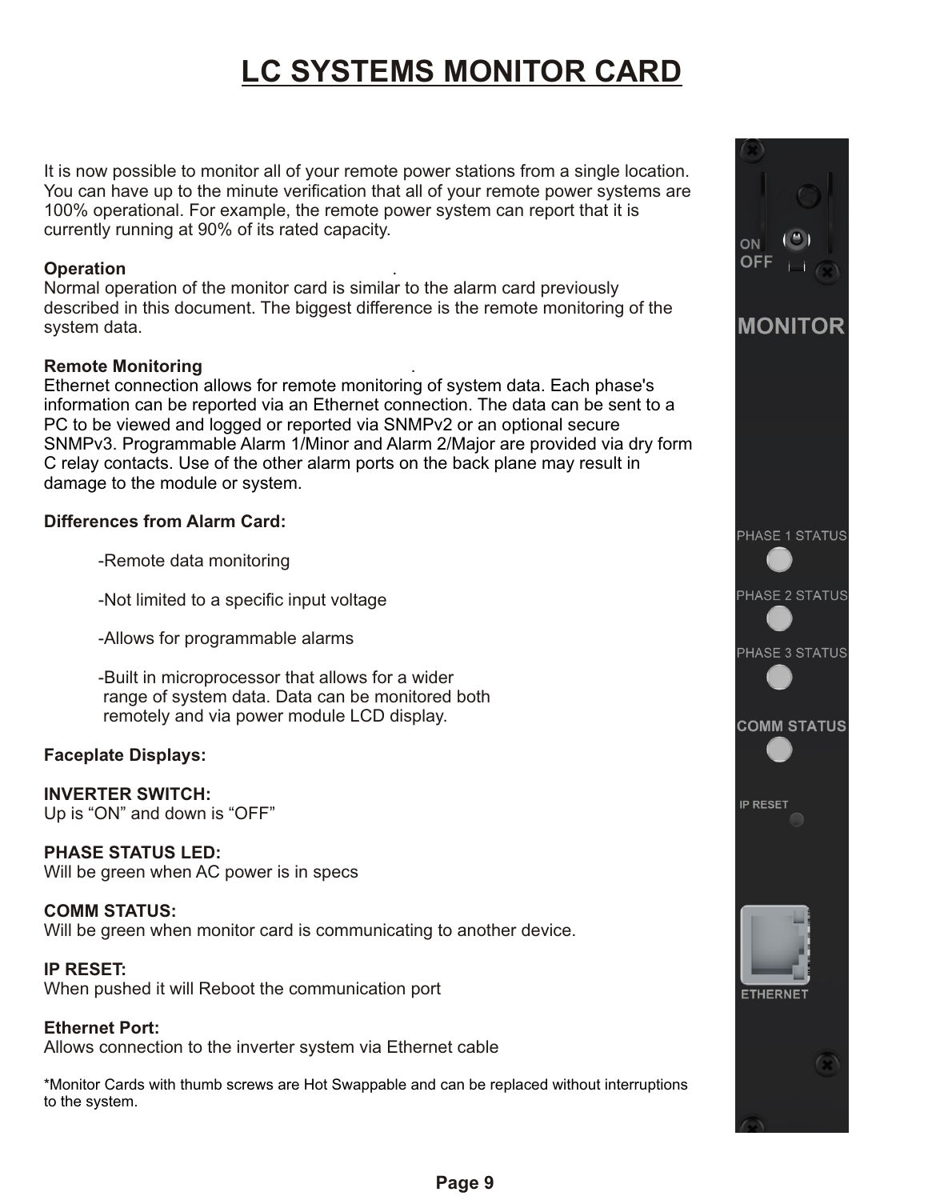# LC SYSTEMS MONITOR CARD

It is now possible to monitor all of your remote power stations from a single location. You can have up to the minute verification that all of your remote power systems are 100% operational. For example, the remote power system can report that it is currently running at 90% of its rated capacity.

**Operation**

Normal operation of the monitor card is similar to the alarm card previously described in this document. The biggest difference is the remote monitoring of the system data.

**Remote Monitoring**

Ethernet connection allows for remote monitoring of system data. Each phase's information can be reported via an Ethernet connection. The data can be sent to a PC to be viewed and logged or reported via SNMPv2 or an optional secure SNMPv3. Programmable Alarm 1/Minor and Alarm 2/Major are provided via dry form C relay contacts. Use of the other alarm ports on the back plane may result in damage to the module or system.

**Differences from Alarm Card:**

- Remote data monitoring
- Not limited to a specific input voltage
- Allows for programmable alarms
- Built in microprocessor that allows for a wider range of system data. Data can be monitored both remotely and via power module LCD display.

**Faceplate Displays:**

**INVERTER SWITCH:**
Up is "ON" and down is "OFF"

**PHASE STATUS LED:**
Will be green when AC power is in specs

**COMM STATUS:**
Will be green when monitor card is communicating to another device.

**IP RESET:**
When pushed it will Reboot the communication port

**Ethernet Port:**
Allows connection to the inverter system via Ethernet cable

*Monitor Cards with thumb screws are Hot Swappable and can be replaced without interruptions to the system.

ON
OFF

MONITOR

PHASE 1 STATUS

PHASE 2 STATUS

PHASE 3 STATUS

COMM STATUS

IP RESET

ETHERNET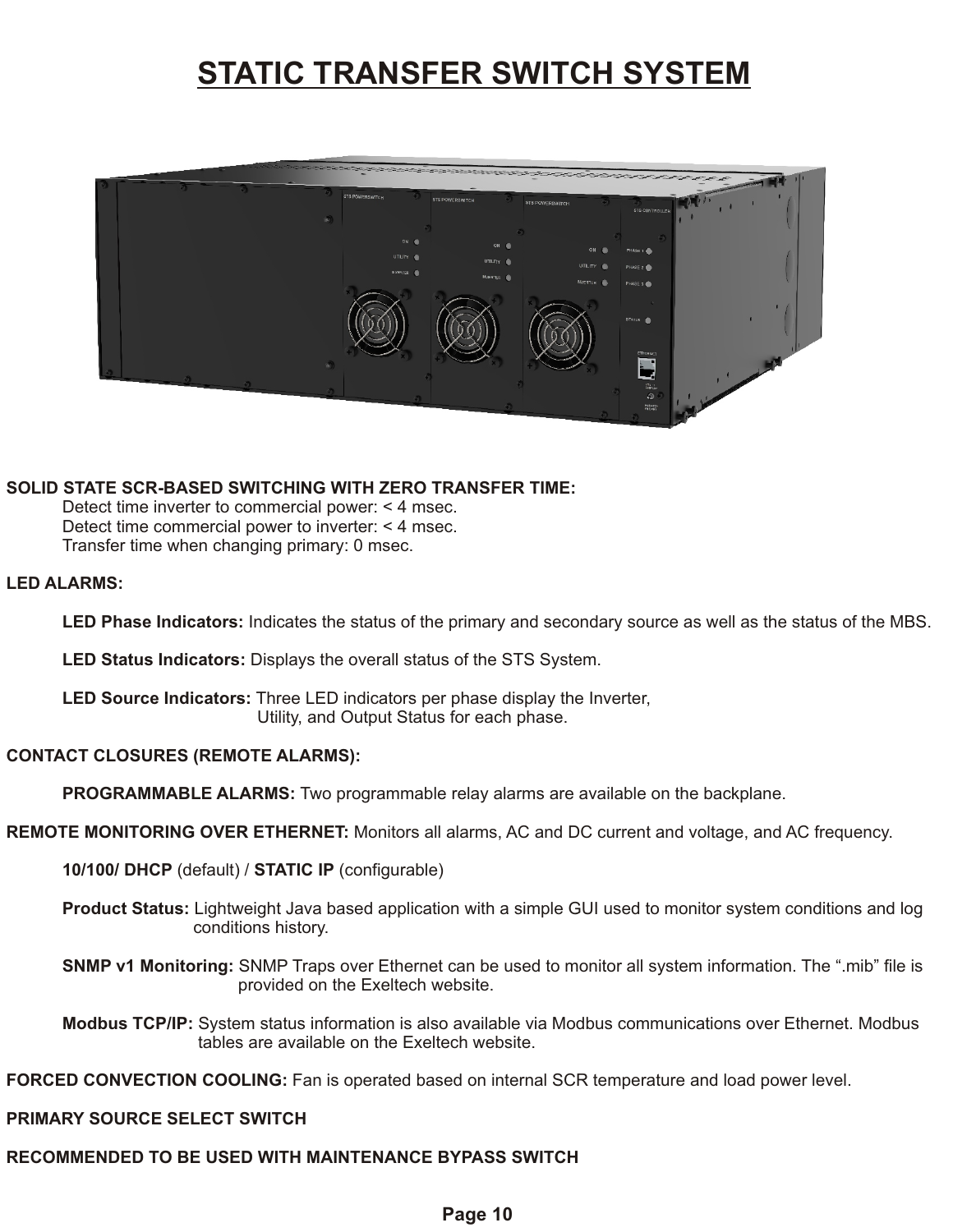# STATIC TRANSFER SWITCH SYSTEM

**SOLID STATE SCR-BASED SWITCHING WITH ZERO TRANSFER TIME:**

Detect time inverter to commercial power: < 4 msec.
Detect time commercial power to inverter: < 4 msec.
Transfer time when changing primary: 0 msec.

**LED ALARMS:**

**LED Phase Indicators:** Indicates the status of the primary and secondary source as well as the status of the MBS.

**LED Status Indicators:** Displays the overall status of the STS System.

**LED Source Indicators:** Three LED indicators per phase display the Inverter, Utility, and Output Status for each phase.

**CONTACT CLOSURES (REMOTE ALARMS):**

**PROGRAMMABLE ALARMS:** Two programmable relay alarms are available on the backplane.

**REMOTE MONITORING OVER ETHERNET:** Monitors all alarms, AC and DC current and voltage, and AC frequency.

**10/100/ DHCP** (default) / **STATIC IP** (configurable)

**Product Status:** Lightweight Java based application with a simple GUI used to monitor system conditions and log conditions history.

**SNMP v1 Monitoring:** SNMP Traps over Ethernet can be used to monitor all system information. The “.mib” file is provided on the Exeltech website.

**Modbus TCP/IP:** System status information is also available via Modbus communications over Ethernet. Modbus tables are available on the Exeltech website.

**FORCED CONVECTION COOLING:** Fan is operated based on internal SCR temperature and load power level.

**PRIMARY SOURCE SELECT SWITCH**

**RECOMMENDED TO BE USED WITH MAINTENANCE BYPASS SWITCH**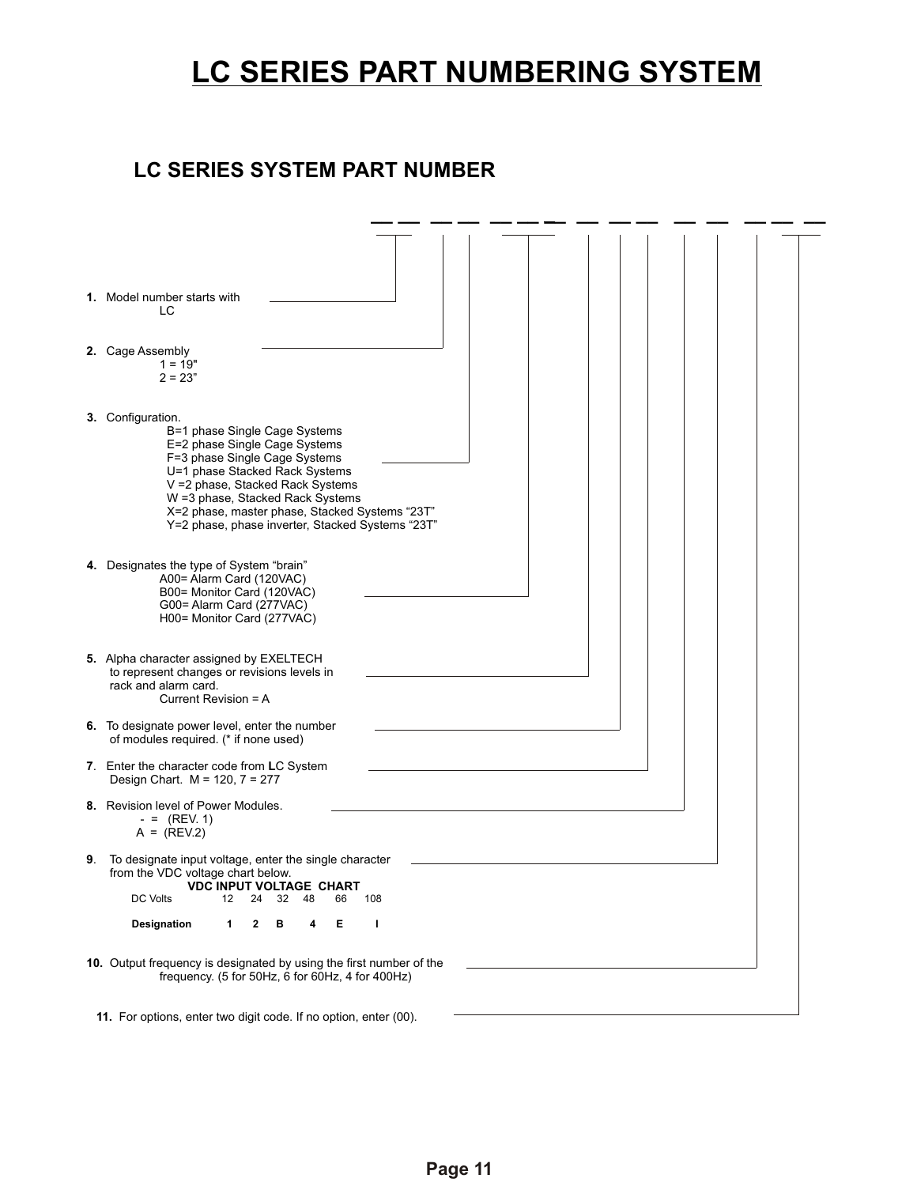# LC SERIES PART NUMBERING SYSTEM

## LC SERIES SYSTEM PART NUMBER

__ __ __ __ __ __ __ – __ __ __ __ __ __ __ __ __

**1.** Model number starts with
LC

**2.** Cage Assembly
1 = 19"
2 = 23"

**3.** Configuration.
B=1 phase Single Cage Systems
E=2 phase Single Cage Systems
F=3 phase Single Cage Systems
U=1 phase Stacked Rack Systems
V =2 phase, Stacked Rack Systems
W =3 phase, Stacked Rack Systems
X=2 phase, master phase, Stacked Systems "23T"
Y=2 phase, phase inverter, Stacked Systems "23T"

**4.** Designates the type of System "brain"
A00= Alarm Card (120VAC)
B00= Monitor Card (120VAC)
G00= Alarm Card (277VAC)
H00= Monitor Card (277VAC)

**5.** Alpha character assigned by EXELTECH to represent changes or revisions levels in rack and alarm card.
Current Revision = A

**6.** To designate power level, enter the number of modules required. (* if none used)

**7**. Enter the character code from **L**C System Design Chart. M = 120, 7 = 277

**8.** Revision level of Power Modules.
- = (REV. 1)
A = (REV.2)

**9**. To designate input voltage, enter the single character from the VDC voltage chart below.

**VDC INPUT VOLTAGE CHART**

| DC Volts | 12 | 24 | 32 | 48 | 66 | 108 |
|---|---|---|---|---|---|---|
| **Designation** | **1** | **2** | **B** | **4** | **E** | **I** |

**10.** Output frequency is designated by using the first number of the frequency. (5 for 50Hz, 6 for 60Hz, 4 for 400Hz)

**11.** For options, enter two digit code. If no option, enter (00).